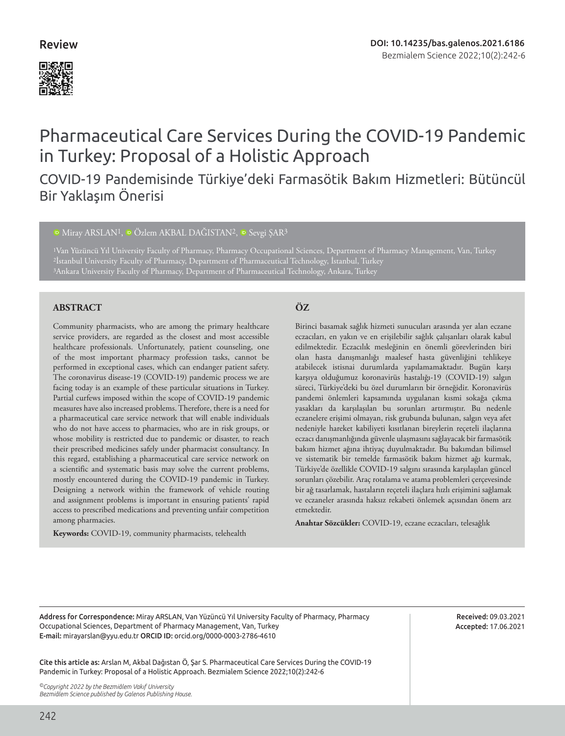Review

DOI: 10.14235/bas.galenos.2021.6186

# Pharmaceutical Care Services During the COVID-19 Pandemic in Turkey: Proposal of a Holistic Approach

## COVID-19 Pandemisinde Türkiye'deki Farmasötik Bakım Hizmetleri: Bütüncül Bir Yaklaşım Önerisi

Miray ARSLAN[1], Özlem AKBAL DAĞISTAN[2], Sevgi ŞAR[3]

[1]Van Yüzüncü Yıl University Faculty of Pharmacy, Pharmacy Occupational Sciences, Department of Pharmacy Management, Van, Turkey
[2]İstanbul University Faculty of Pharmacy, Department of Pharmaceutical Technology, İstanbul, Turkey
[3]Ankara University Faculty of Pharmacy, Department of Pharmaceutical Technology, Ankara, Turkey

### ABSTRACT

Community pharmacists, who are among the primary healthcare service providers, are regarded as the closest and most accessible healthcare professionals. Unfortunately, patient counseling, one of the most important pharmacy profession tasks, cannot be performed in exceptional cases, which can endanger patient safety. The coronavirus disease-19 (COVID-19) pandemic process we are facing today is an example of these particular situations in Turkey. Partial curfews imposed within the scope of COVID-19 pandemic measures have also increased problems. Therefore, there is a need for a pharmaceutical care service network that will enable individuals who do not have access to pharmacies, who are in risk groups, or whose mobility is restricted due to pandemic or disaster, to reach their prescribed medicines safely under pharmacist consultancy. In this regard, establishing a pharmaceutical care service network on a scientific and systematic basis may solve the current problems, mostly encountered during the COVID-19 pandemic in Turkey. Designing a network within the framework of vehicle routing and assignment problems is important in ensuring patients' rapid access to prescribed medications and preventing unfair competition among pharmacies.

**Keywords:** COVID-19, community pharmacists, telehealth

### ÖZ

Birinci basamak sağlık hizmeti sunucuları arasında yer alan eczane eczacıları, en yakın ve en erişilebilir sağlık çalışanları olarak kabul edilmektedir. Eczacılık mesleğinin en önemli görevlerinden biri olan hasta danışmanlığı maalesef hasta güvenliğini tehlikeye atabilecek istisnai durumlarda yapılamamaktadır. Bugün karşı karşıya olduğumuz koronavirüs hastalığı-19 (COVID-19) salgın süreci, Türkiye'deki bu özel durumların bir örneğidir. Koronavirüs pandemi önlemleri kapsamında uygulanan kısmi sokağa çıkma yasakları da karşılaşılan bu sorunları artırmıştır. Bu nedenle eczanelere erişimi olmayan, risk grubunda bulunan, salgın veya afet nedeniyle hareket kabiliyeti kısıtlanan bireylerin reçeteli ilaçlarına eczacı danışmanlığında güvenle ulaşmasını sağlayacak bir farmasötik bakım hizmet ağına ihtiyaç duyulmaktadır. Bu bakımdan bilimsel ve sistematik bir temelde farmasötik bakım hizmet ağı kurmak, Türkiye'de özellikle COVID-19 salgını sırasında karşılaşılan güncel sorunları çözebilir. Araç rotalama ve atama problemleri çerçevesinde bir ağ tasarlamak, hastaların reçeteli ilaçlara hızlı erişimini sağlamak ve eczaneler arasında haksız rekabeti önlemek açısından önem arz etmektedir.

**Anahtar Sözcükler:** COVID-19, eczane eczacıları, telesağlık

Address for Correspondence: Miray ARSLAN, Van Yüzüncü Yıl University Faculty of Pharmacy, Pharmacy Occupational Sciences, Department of Pharmacy Management, Van, Turkey
E-mail: mirayarslan@yyu.edu.tr ORCID ID: orcid.org/0000-0003-2786-4610

Received: 09.03.2021
Accepted: 17.06.2021

Cite this article as: Arslan M, Akbal Dağıstan Ö, Şar S. Pharmaceutical Care Services During the COVID-19 Pandemic in Turkey: Proposal of a Holistic Approach. Bezmialem Science 2022;10(2):242-6

*©Copyright 2022 by the Bezmiâlem Vakıf University*
*Bezmiâlem Science published by Galenos Publishing House.*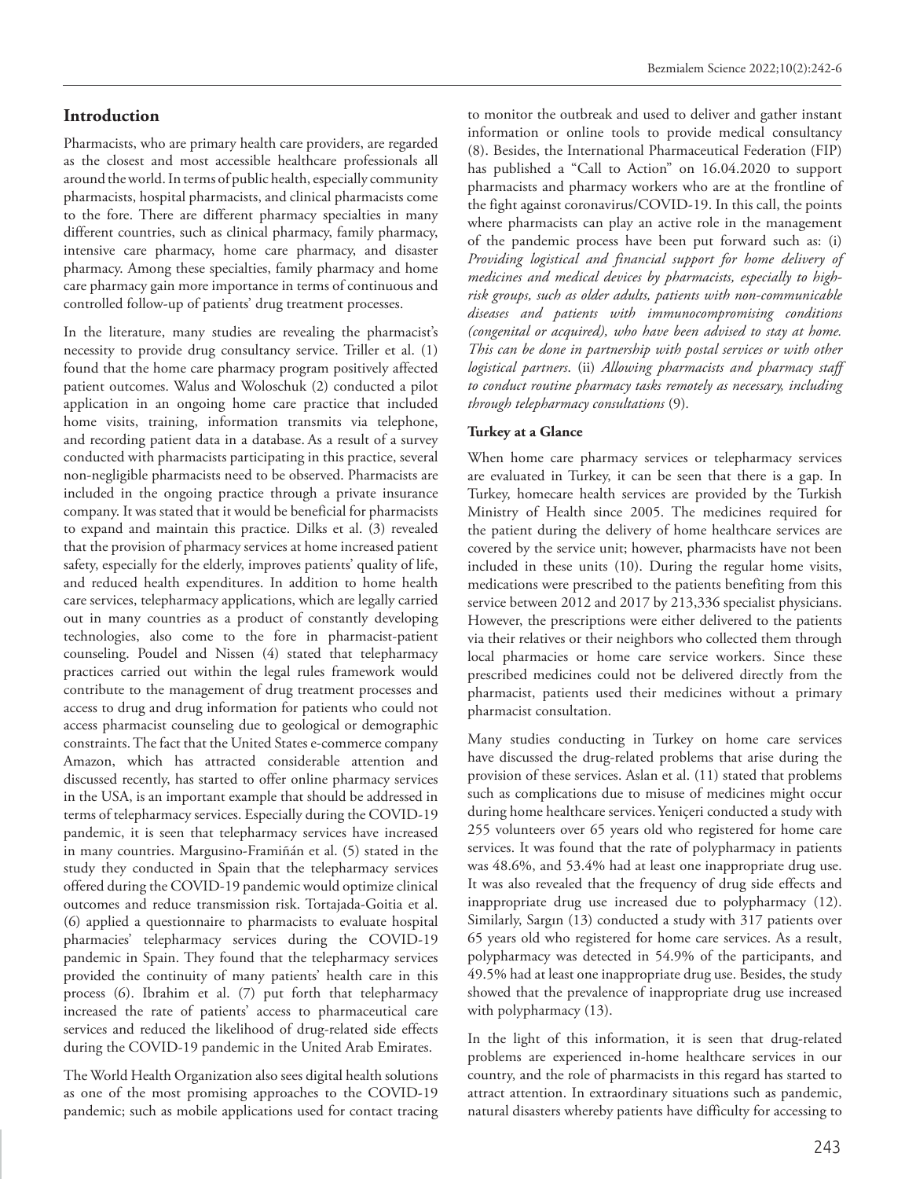## Introduction

Pharmacists, who are primary health care providers, are regarded as the closest and most accessible healthcare professionals all around the world. In terms of public health, especially community pharmacists, hospital pharmacists, and clinical pharmacists come to the fore. There are different pharmacy specialties in many different countries, such as clinical pharmacy, family pharmacy, intensive care pharmacy, home care pharmacy, and disaster pharmacy. Among these specialties, family pharmacy and home care pharmacy gain more importance in terms of continuous and controlled follow-up of patients' drug treatment processes.

In the literature, many studies are revealing the pharmacist's necessity to provide drug consultancy service. Triller et al. (1) found that the home care pharmacy program positively affected patient outcomes. Walus and Woloschuk (2) conducted a pilot application in an ongoing home care practice that included home visits, training, information transmits via telephone, and recording patient data in a database. As a result of a survey conducted with pharmacists participating in this practice, several non-negligible pharmacists need to be observed. Pharmacists are included in the ongoing practice through a private insurance company. It was stated that it would be beneficial for pharmacists to expand and maintain this practice. Dilks et al. (3) revealed that the provision of pharmacy services at home increased patient safety, especially for the elderly, improves patients' quality of life, and reduced health expenditures. In addition to home health care services, telepharmacy applications, which are legally carried out in many countries as a product of constantly developing technologies, also come to the fore in pharmacist-patient counseling. Poudel and Nissen (4) stated that telepharmacy practices carried out within the legal rules framework would contribute to the management of drug treatment processes and access to drug and drug information for patients who could not access pharmacist counseling due to geological or demographic constraints. The fact that the United States e-commerce company Amazon, which has attracted considerable attention and discussed recently, has started to offer online pharmacy services in the USA, is an important example that should be addressed in terms of telepharmacy services. Especially during the COVID-19 pandemic, it is seen that telepharmacy services have increased in many countries. Margusino-Framiñán et al. (5) stated in the study they conducted in Spain that the telepharmacy services offered during the COVID-19 pandemic would optimize clinical outcomes and reduce transmission risk. Tortajada-Goitia et al. (6) applied a questionnaire to pharmacists to evaluate hospital pharmacies' telepharmacy services during the COVID-19 pandemic in Spain. They found that the telepharmacy services provided the continuity of many patients' health care in this process (6). Ibrahim et al. (7) put forth that telepharmacy increased the rate of patients' access to pharmaceutical care services and reduced the likelihood of drug-related side effects during the COVID-19 pandemic in the United Arab Emirates.

The World Health Organization also sees digital health solutions as one of the most promising approaches to the COVID-19 pandemic; such as mobile applications used for contact tracing to monitor the outbreak and used to deliver and gather instant information or online tools to provide medical consultancy (8). Besides, the International Pharmaceutical Federation (FIP) has published a "Call to Action" on 16.04.2020 to support pharmacists and pharmacy workers who are at the frontline of the fight against coronavirus/COVID-19. In this call, the points where pharmacists can play an active role in the management of the pandemic process have been put forward such as: (i) *Providing logistical and financial support for home delivery of medicines and medical devices by pharmacists, especially to high-risk groups, such as older adults, patients with non-communicable diseases and patients with immunocompromising conditions (congenital or acquired), who have been advised to stay at home. This can be done in partnership with postal services or with other logistical partners*. (ii) *Allowing pharmacists and pharmacy staff to conduct routine pharmacy tasks remotely as necessary, including through telepharmacy consultations* (9).

### Turkey at a Glance

When home care pharmacy services or telepharmacy services are evaluated in Turkey, it can be seen that there is a gap. In Turkey, homecare health services are provided by the Turkish Ministry of Health since 2005. The medicines required for the patient during the delivery of home healthcare services are covered by the service unit; however, pharmacists have not been included in these units (10). During the regular home visits, medications were prescribed to the patients benefiting from this service between 2012 and 2017 by 213,336 specialist physicians. However, the prescriptions were either delivered to the patients via their relatives or their neighbors who collected them through local pharmacies or home care service workers. Since these prescribed medicines could not be delivered directly from the pharmacist, patients used their medicines without a primary pharmacist consultation.

Many studies conducting in Turkey on home care services have discussed the drug-related problems that arise during the provision of these services. Aslan et al. (11) stated that problems such as complications due to misuse of medicines might occur during home healthcare services. Yeniçeri conducted a study with 255 volunteers over 65 years old who registered for home care services. It was found that the rate of polypharmacy in patients was 48.6%, and 53.4% had at least one inappropriate drug use. It was also revealed that the frequency of drug side effects and inappropriate drug use increased due to polypharmacy (12). Similarly, Sargın (13) conducted a study with 317 patients over 65 years old who registered for home care services. As a result, polypharmacy was detected in 54.9% of the participants, and 49.5% had at least one inappropriate drug use. Besides, the study showed that the prevalence of inappropriate drug use increased with polypharmacy (13).

In the light of this information, it is seen that drug-related problems are experienced in-home healthcare services in our country, and the role of pharmacists in this regard has started to attract attention. In extraordinary situations such as pandemic, natural disasters whereby patients have difficulty for accessing to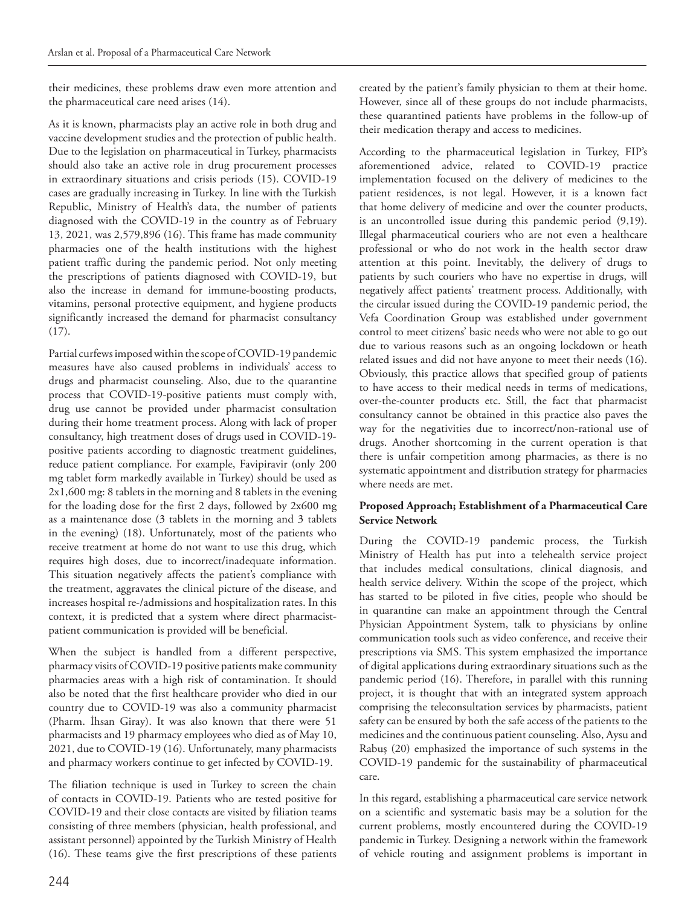their medicines, these problems draw even more attention and the pharmaceutical care need arises (14).

As it is known, pharmacists play an active role in both drug and vaccine development studies and the protection of public health. Due to the legislation on pharmaceutical in Turkey, pharmacists should also take an active role in drug procurement processes in extraordinary situations and crisis periods (15). COVID-19 cases are gradually increasing in Turkey. In line with the Turkish Republic, Ministry of Health's data, the number of patients diagnosed with the COVID-19 in the country as of February 13, 2021, was 2,579,896 (16). This frame has made community pharmacies one of the health institutions with the highest patient traffic during the pandemic period. Not only meeting the prescriptions of patients diagnosed with COVID-19, but also the increase in demand for immune-boosting products, vitamins, personal protective equipment, and hygiene products significantly increased the demand for pharmacist consultancy (17).

Partial curfews imposed within the scope of COVID-19 pandemic measures have also caused problems in individuals' access to drugs and pharmacist counseling. Also, due to the quarantine process that COVID-19-positive patients must comply with, drug use cannot be provided under pharmacist consultation during their home treatment process. Along with lack of proper consultancy, high treatment doses of drugs used in COVID-19-positive patients according to diagnostic treatment guidelines, reduce patient compliance. For example, Favipiravir (only 200 mg tablet form markedly available in Turkey) should be used as 2x1,600 mg: 8 tablets in the morning and 8 tablets in the evening for the loading dose for the first 2 days, followed by 2x600 mg as a maintenance dose (3 tablets in the morning and 3 tablets in the evening) (18). Unfortunately, most of the patients who receive treatment at home do not want to use this drug, which requires high doses, due to incorrect/inadequate information. This situation negatively affects the patient's compliance with the treatment, aggravates the clinical picture of the disease, and increases hospital re-/admissions and hospitalization rates. In this context, it is predicted that a system where direct pharmacist-patient communication is provided will be beneficial.

When the subject is handled from a different perspective, pharmacy visits of COVID-19 positive patients make community pharmacies areas with a high risk of contamination. It should also be noted that the first healthcare provider who died in our country due to COVID-19 was also a community pharmacist (Pharm. İhsan Giray). It was also known that there were 51 pharmacists and 19 pharmacy employees who died as of May 10, 2021, due to COVID-19 (16). Unfortunately, many pharmacists and pharmacy workers continue to get infected by COVID-19.

The filiation technique is used in Turkey to screen the chain of contacts in COVID-19. Patients who are tested positive for COVID-19 and their close contacts are visited by filiation teams consisting of three members (physician, health professional, and assistant personnel) appointed by the Turkish Ministry of Health (16). These teams give the first prescriptions of these patients created by the patient's family physician to them at their home. However, since all of these groups do not include pharmacists, these quarantined patients have problems in the follow-up of their medication therapy and access to medicines.

According to the pharmaceutical legislation in Turkey, FIP's aforementioned advice, related to COVID-19 practice implementation focused on the delivery of medicines to the patient residences, is not legal. However, it is a known fact that home delivery of medicine and over the counter products, is an uncontrolled issue during this pandemic period (9,19). Illegal pharmaceutical couriers who are not even a healthcare professional or who do not work in the health sector draw attention at this point. Inevitably, the delivery of drugs to patients by such couriers who have no expertise in drugs, will negatively affect patients' treatment process. Additionally, with the circular issued during the COVID-19 pandemic period, the Vefa Coordination Group was established under government control to meet citizens' basic needs who were not able to go out due to various reasons such as an ongoing lockdown or heath related issues and did not have anyone to meet their needs (16). Obviously, this practice allows that specified group of patients to have access to their medical needs in terms of medications, over-the-counter products etc. Still, the fact that pharmacist consultancy cannot be obtained in this practice also paves the way for the negativities due to incorrect/non-rational use of drugs. Another shortcoming in the current operation is that there is unfair competition among pharmacies, as there is no systematic appointment and distribution strategy for pharmacies where needs are met.

**Proposed Approach; Establishment of a Pharmaceutical Care Service Network**

During the COVID-19 pandemic process, the Turkish Ministry of Health has put into a telehealth service project that includes medical consultations, clinical diagnosis, and health service delivery. Within the scope of the project, which has started to be piloted in five cities, people who should be in quarantine can make an appointment through the Central Physician Appointment System, talk to physicians by online communication tools such as video conference, and receive their prescriptions via SMS. This system emphasized the importance of digital applications during extraordinary situations such as the pandemic period (16). Therefore, in parallel with this running project, it is thought that with an integrated system approach comprising the teleconsultation services by pharmacists, patient safety can be ensured by both the safe access of the patients to the medicines and the continuous patient counseling. Also, Aysu and Rabuş (20) emphasized the importance of such systems in the COVID-19 pandemic for the sustainability of pharmaceutical care.

In this regard, establishing a pharmaceutical care service network on a scientific and systematic basis may be a solution for the current problems, mostly encountered during the COVID-19 pandemic in Turkey. Designing a network within the framework of vehicle routing and assignment problems is important in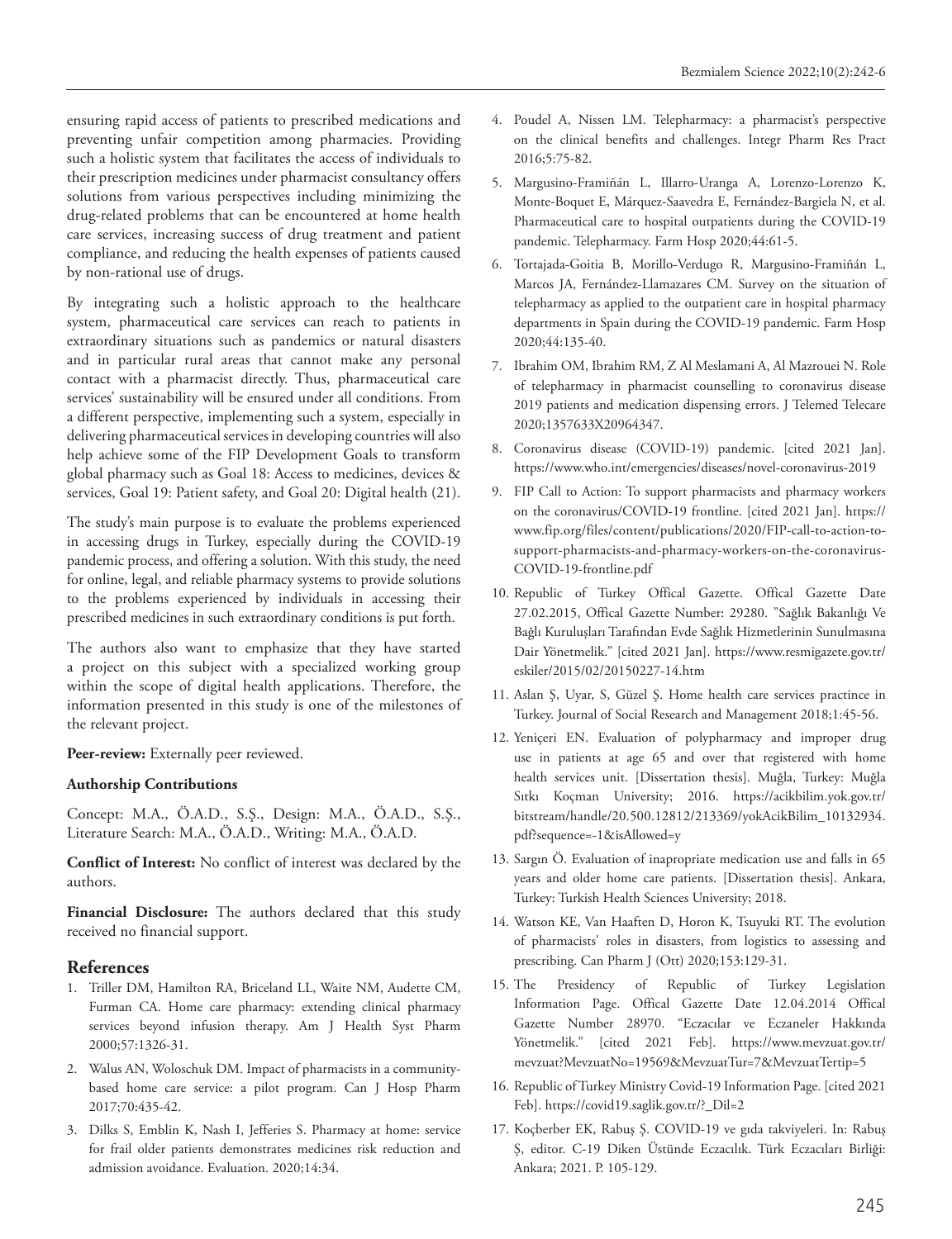ensuring rapid access of patients to prescribed medications and preventing unfair competition among pharmacies. Providing such a holistic system that facilitates the access of individuals to their prescription medicines under pharmacist consultancy offers solutions from various perspectives including minimizing the drug-related problems that can be encountered at home health care services, increasing success of drug treatment and patient compliance, and reducing the health expenses of patients caused by non-rational use of drugs.

By integrating such a holistic approach to the healthcare system, pharmaceutical care services can reach to patients in extraordinary situations such as pandemics or natural disasters and in particular rural areas that cannot make any personal contact with a pharmacist directly. Thus, pharmaceutical care services' sustainability will be ensured under all conditions. From a different perspective, implementing such a system, especially in delivering pharmaceutical services in developing countries will also help achieve some of the FIP Development Goals to transform global pharmacy such as Goal 18: Access to medicines, devices & services, Goal 19: Patient safety, and Goal 20: Digital health (21).

The study's main purpose is to evaluate the problems experienced in accessing drugs in Turkey, especially during the COVID-19 pandemic process, and offering a solution. With this study, the need for online, legal, and reliable pharmacy systems to provide solutions to the problems experienced by individuals in accessing their prescribed medicines in such extraordinary conditions is put forth.

The authors also want to emphasize that they have started a project on this subject with a specialized working group within the scope of digital health applications. Therefore, the information presented in this study is one of the milestones of the relevant project.

**Peer-review:** Externally peer reviewed.

**Authorship Contributions**

Concept: M.A., Ö.A.D., S.Ş., Design: M.A., Ö.A.D., S.Ş., Literature Search: M.A., Ö.A.D., Writing: M.A., Ö.A.D.

**Conflict of Interest:** No conflict of interest was declared by the authors.

**Financial Disclosure:** The authors declared that this study received no financial support.

## References

1. Triller DM, Hamilton RA, Briceland LL, Waite NM, Audette CM, Furman CA. Home care pharmacy: extending clinical pharmacy services beyond infusion therapy. Am J Health Syst Pharm 2000;57:1326-31.
2. Walus AN, Woloschuk DM. Impact of pharmacists in a community-based home care service: a pilot program. Can J Hosp Pharm 2017;70:435-42.
3. Dilks S, Emblin K, Nash I, Jefferies S. Pharmacy at home: service for frail older patients demonstrates medicines risk reduction and admission avoidance. Evaluation. 2020;14:34.
4. Poudel A, Nissen LM. Telepharmacy: a pharmacist's perspective on the clinical benefits and challenges. Integr Pharm Res Pract 2016;5:75-82.
5. Margusino-Framiñán L, Illarro-Uranga A, Lorenzo-Lorenzo K, Monte-Boquet E, Márquez-Saavedra E, Fernández-Bargiela N, et al. Pharmaceutical care to hospital outpatients during the COVID-19 pandemic. Telepharmacy. Farm Hosp 2020;44:61-5.
6. Tortajada-Goitia B, Morillo-Verdugo R, Margusino-Framiñán L, Marcos JA, Fernández-Llamazares CM. Survey on the situation of telepharmacy as applied to the outpatient care in hospital pharmacy departments in Spain during the COVID-19 pandemic. Farm Hosp 2020;44:135-40.
7. Ibrahim OM, Ibrahim RM, Z Al Meslamani A, Al Mazrouei N. Role of telepharmacy in pharmacist counselling to coronavirus disease 2019 patients and medication dispensing errors. J Telemed Telecare 2020;1357633X20964347.
8. Coronavirus disease (COVID-19) pandemic. [cited 2021 Jan]. https://www.who.int/emergencies/diseases/novel-coronavirus-2019
9. FIP Call to Action: To support pharmacists and pharmacy workers on the coronavirus/COVID-19 frontline. [cited 2021 Jan]. https://www.fip.org/files/content/publications/2020/FIP-call-to-action-to-support-pharmacists-and-pharmacy-workers-on-the-coronavirus-COVID-19-frontline.pdf
10. Republic of Turkey Offical Gazette. Offical Gazette Date 27.02.2015, Offical Gazette Number: 29280. "Sağlık Bakanlığı Ve Bağlı Kuruluşları Tarafından Evde Sağlık Hizmetlerinin Sunulmasına Dair Yönetmelik." [cited 2021 Jan]. https://www.resmigazete.gov.tr/eskiler/2015/02/20150227-14.htm
11. Aslan Ş, Uyar, S, Güzel Ş. Home health care services practince in Turkey. Journal of Social Research and Management 2018;1:45-56.
12. Yeniçeri EN. Evaluation of polypharmacy and improper drug use in patients at age 65 and over that registered with home health services unit. [Dissertation thesis]. Muğla, Turkey: Muğla Sıtkı Koçman University; 2016. https://acikbilim.yok.gov.tr/bitstream/handle/20.500.12812/213369/yokAcikBilim_10132934.pdf?sequence=-1&isAllowed=y
13. Sargın Ö. Evaluation of inapropriate medication use and falls in 65 years and older home care patients. [Dissertation thesis]. Ankara, Turkey: Turkish Health Sciences University; 2018.
14. Watson KE, Van Haaften D, Horon K, Tsuyuki RT. The evolution of pharmacists' roles in disasters, from logistics to assessing and prescribing. Can Pharm J (Ott) 2020;153:129-31.
15. The Presidency of Republic of Turkey Legislation Information Page. Offical Gazette Date 12.04.2014 Offical Gazette Number 28970. "Eczacılar ve Eczaneler Hakkında Yönetmelik." [cited 2021 Feb]. https://www.mevzuat.gov.tr/mevzuat?MevzuatNo=19569&MevzuatTur=7&MevzuatTertip=5
16. Republic of Turkey Ministry Covid-19 Information Page. [cited 2021 Feb]. https://covid19.saglik.gov.tr/?_Dil=2
17. Koçberber EK, Rabuş Ş. COVID-19 ve gıda takviyeleri. In: Rabuş Ş, editor. C-19 Diken Üstünde Eczacılık. Türk Eczacıları Birliği: Ankara; 2021. P. 105-129.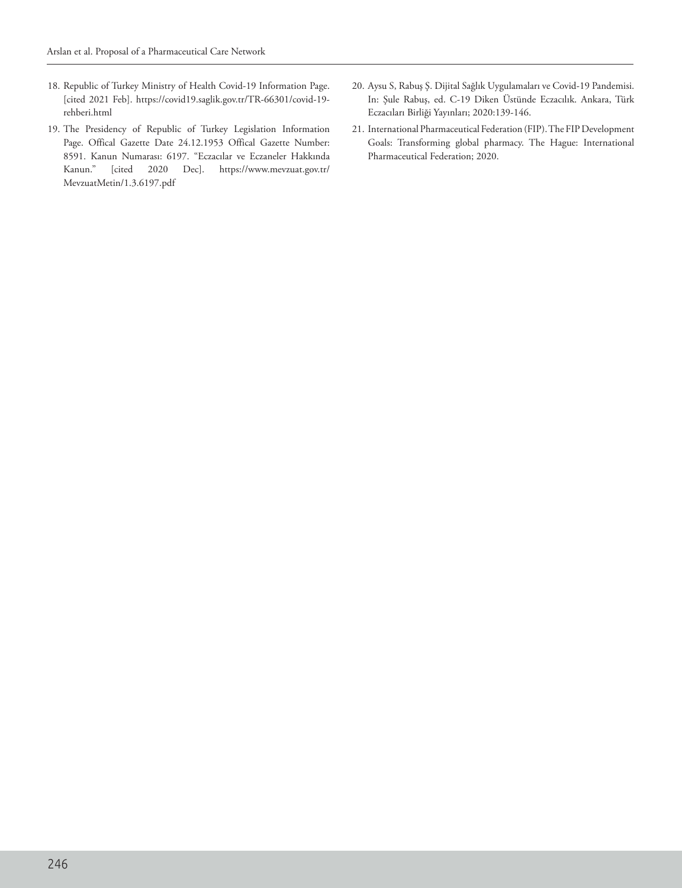18. Republic of Turkey Ministry of Health Covid-19 Information Page. [cited 2021 Feb]. https://covid19.saglik.gov.tr/TR-66301/covid-19-rehberi.html
19. The Presidency of Republic of Turkey Legislation Information Page. Offical Gazette Date 24.12.1953 Offical Gazette Number: 8591. Kanun Numarası: 6197. "Eczacılar ve Eczaneler Hakkında Kanun." [cited 2020 Dec]. https://www.mevzuat.gov.tr/MevzuatMetin/1.3.6197.pdf
20. Aysu S, Rabuş Ş. Dijital Sağlık Uygulamaları ve Covid-19 Pandemisi. In: Şule Rabuş, ed. C-19 Diken Üstünde Eczacılık. Ankara, Türk Eczacıları Birliği Yayınları; 2020:139-146.
21. International Pharmaceutical Federation (FIP). The FIP Development Goals: Transforming global pharmacy. The Hague: International Pharmaceutical Federation; 2020.